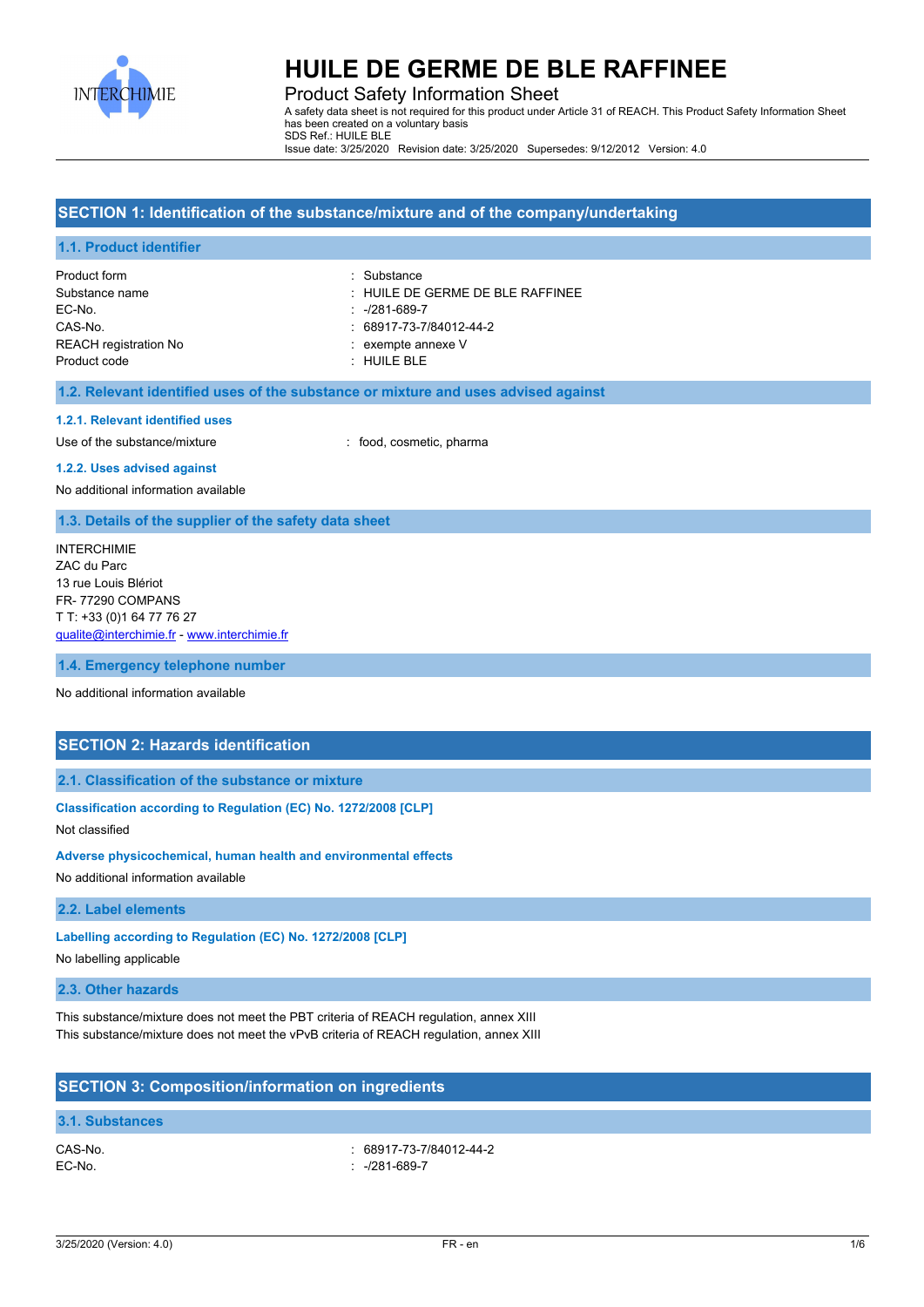# HUILE DE GERME DE BLE RAFFINEE

Product Safety Information Sheet

A safety data sheet is not required for this product under Article 31 of REACH. This Product Safety Information Sheet has been created on a voluntary basis

SDS Ref.: HUILE BLE

Issue date: 3/25/2020 Revision date: 3/25/2020 Supersedes: 9/12/2012 Version: 4.0

## SECTION 1: Identification of the substance/mixture and of the company/undertaking

### 1.1. Product identifier

| | |
|---|---|
| Product form | : Substance |
| Substance name | : HUILE DE GERME DE BLE RAFFINEE |
| EC-No. | : -/281-689-7 |
| CAS-No. | : 68917-73-7/84012-44-2 |
| REACH registration No | : exempte annexe V |
| Product code | : HUILE BLE |

### 1.2. Relevant identified uses of the substance or mixture and uses advised against

#### 1.2.1. Relevant identified uses

Use of the substance/mixture : food, cosmetic, pharma

#### 1.2.2. Uses advised against

No additional information available

### 1.3. Details of the supplier of the safety data sheet

INTERCHIMIE
ZAC du Parc
13 rue Louis Blériot
FR- 77290 COMPANS
T T: +33 (0)1 64 77 76 27
qualite@interchimie.fr - www.interchimie.fr

### 1.4. Emergency telephone number

No additional information available

## SECTION 2: Hazards identification

### 2.1. Classification of the substance or mixture

#### Classification according to Regulation (EC) No. 1272/2008 [CLP]

Not classified

#### Adverse physicochemical, human health and environmental effects

No additional information available

### 2.2. Label elements

#### Labelling according to Regulation (EC) No. 1272/2008 [CLP]

No labelling applicable

### 2.3. Other hazards

This substance/mixture does not meet the PBT criteria of REACH regulation, annex XIII
This substance/mixture does not meet the vPvB criteria of REACH regulation, annex XIII

## SECTION 3: Composition/information on ingredients

### 3.1. Substances

| | |
|---|---|
| CAS-No. | : 68917-73-7/84012-44-2 |
| EC-No. | : -/281-689-7 |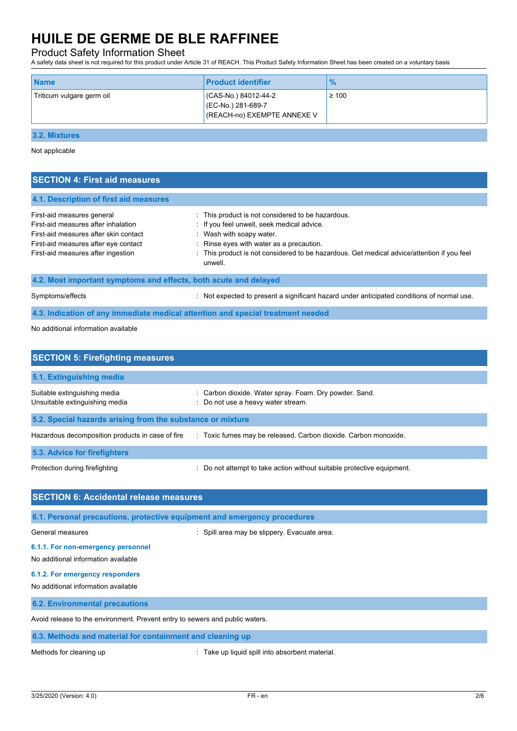# HUILE DE GERME DE BLE RAFFINEE

Product Safety Information Sheet

A safety data sheet is not required for this product under Article 31 of REACH. This Product Safety Information Sheet has been created on a voluntary basis

| Name | Product identifier | % |
|---|---|---|
| Triticum vulgare germ oil | (CAS-No.) 84012-44-2<br>(EC-No.) 281-689-7<br>(REACH-no) EXEMPTE ANNEXE V | ≥ 100 |

### 3.2. Mixtures

Not applicable

## SECTION 4: First aid measures

### 4.1. Description of first aid measures

First-aid measures general : This product is not considered to be hazardous.

First-aid measures after inhalation : If you feel unwell, seek medical advice.

First-aid measures after skin contact : Wash with soapy water.

First-aid measures after eye contact : Rinse eyes with water as a precaution.

First-aid measures after ingestion : This product is not considered to be hazardous. Get medical advice/attention if you feel unwell.

### 4.2. Most important symptoms and effects, both acute and delayed

Symptoms/effects : Not expected to present a significant hazard under anticipated conditions of normal use.

### 4.3. Indication of any immediate medical attention and special treatment needed

No additional information available

## SECTION 5: Firefighting measures

### 5.1. Extinguishing media

Suitable extinguishing media : Carbon dioxide. Water spray. Foam. Dry powder. Sand.

Unsuitable extinguishing media : Do not use a heavy water stream.

### 5.2. Special hazards arising from the substance or mixture

Hazardous decomposition products in case of fire : Toxic fumes may be released. Carbon dioxide. Carbon monoxide.

### 5.3. Advice for firefighters

Protection during firefighting : Do not attempt to take action without suitable protective equipment.

## SECTION 6: Accidental release measures

### 6.1. Personal precautions, protective equipment and emergency procedures

General measures : Spill area may be slippery. Evacuate area.

#### 6.1.1. For non-emergency personnel

No additional information available

#### 6.1.2. For emergency responders

No additional information available

### 6.2. Environmental precautions

Avoid release to the environment. Prevent entry to sewers and public waters.

### 6.3. Methods and material for containment and cleaning up

Methods for cleaning up : Take up liquid spill into absorbent material.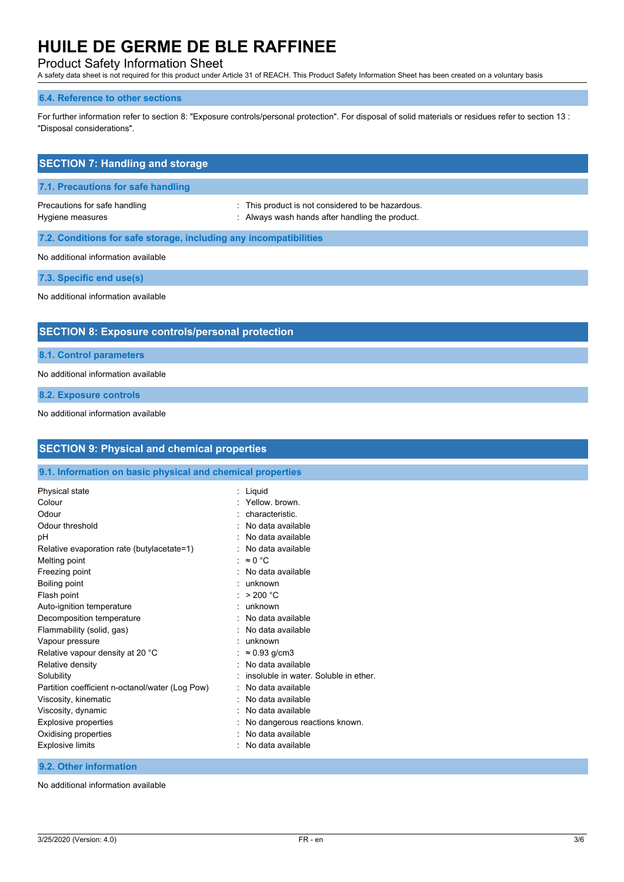### 6.4. Reference to other sections

For further information refer to section 8: "Exposure controls/personal protection". For disposal of solid materials or residues refer to section 13 : "Disposal considerations".

## SECTION 7: Handling and storage

### 7.1. Precautions for safe handling

| | |
|---|---|
| Precautions for safe handling | : This product is not considered to be hazardous. |
| Hygiene measures | : Always wash hands after handling the product. |

### 7.2. Conditions for safe storage, including any incompatibilities

No additional information available

### 7.3. Specific end use(s)

No additional information available

## SECTION 8: Exposure controls/personal protection

### 8.1. Control parameters

No additional information available

### 8.2. Exposure controls

No additional information available

## SECTION 9: Physical and chemical properties

### 9.1. Information on basic physical and chemical properties

| | |
|---|---|
| Physical state | : Liquid |
| Colour | : Yellow. brown. |
| Odour | : characteristic. |
| Odour threshold | : No data available |
| pH | : No data available |
| Relative evaporation rate (butylacetate=1) | : No data available |
| Melting point | : ≈ 0 °C |
| Freezing point | : No data available |
| Boiling point | : unknown |
| Flash point | : > 200 °C |
| Auto-ignition temperature | : unknown |
| Decomposition temperature | : No data available |
| Flammability (solid, gas) | : No data available |
| Vapour pressure | : unknown |
| Relative vapour density at 20 °C | : ≈ 0.93 g/cm3 |
| Relative density | : No data available |
| Solubility | : insoluble in water. Soluble in ether. |
| Partition coefficient n-octanol/water (Log Pow) | : No data available |
| Viscosity, kinematic | : No data available |
| Viscosity, dynamic | : No data available |
| Explosive properties | : No dangerous reactions known. |
| Oxidising properties | : No data available |
| Explosive limits | : No data available |

### 9.2. Other information

No additional information available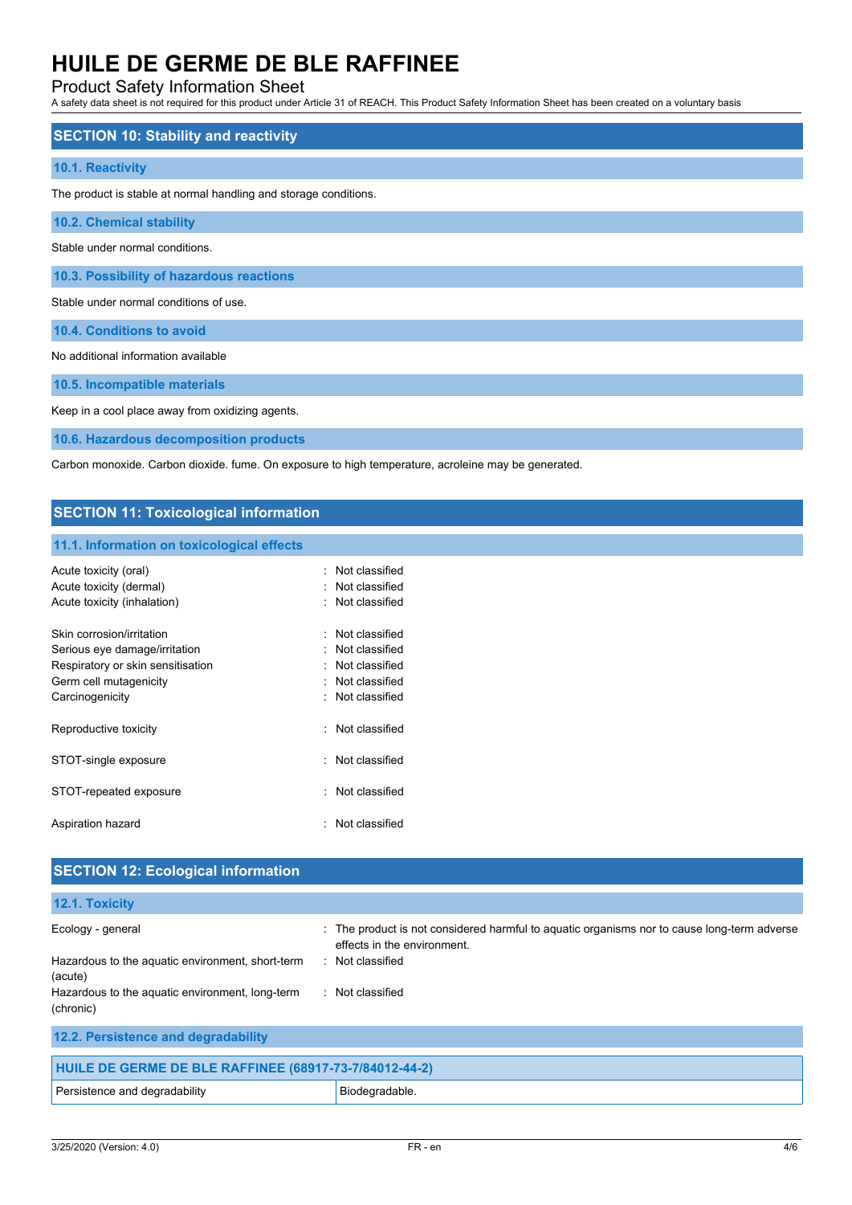## SECTION 10: Stability and reactivity

### 10.1. Reactivity

The product is stable at normal handling and storage conditions.

### 10.2. Chemical stability

Stable under normal conditions.

### 10.3. Possibility of hazardous reactions

Stable under normal conditions of use.

### 10.4. Conditions to avoid

No additional information available

### 10.5. Incompatible materials

Keep in a cool place away from oxidizing agents.

### 10.6. Hazardous decomposition products

Carbon monoxide. Carbon dioxide. fume. On exposure to high temperature, acroleine may be generated.

## SECTION 11: Toxicological information

### 11.1. Information on toxicological effects

| | |
|---|---|
| Acute toxicity (oral) | : Not classified |
| Acute toxicity (dermal) | : Not classified |
| Acute toxicity (inhalation) | : Not classified |
| Skin corrosion/irritation | : Not classified |
| Serious eye damage/irritation | : Not classified |
| Respiratory or skin sensitisation | : Not classified |
| Germ cell mutagenicity | : Not classified |
| Carcinogenicity | : Not classified |
| Reproductive toxicity | : Not classified |
| STOT-single exposure | : Not classified |
| STOT-repeated exposure | : Not classified |
| Aspiration hazard | : Not classified |

## SECTION 12: Ecological information

### 12.1. Toxicity

| | |
|---|---|
| Ecology - general | : The product is not considered harmful to aquatic organisms nor to cause long-term adverse effects in the environment. |
| Hazardous to the aquatic environment, short-term (acute) | : Not classified |
| Hazardous to the aquatic environment, long-term (chronic) | : Not classified |

### 12.2. Persistence and degradability

| HUILE DE GERME DE BLE RAFFINEE (68917-73-7/84012-44-2) | |
|---|---|
| Persistence and degradability | Biodegradable. |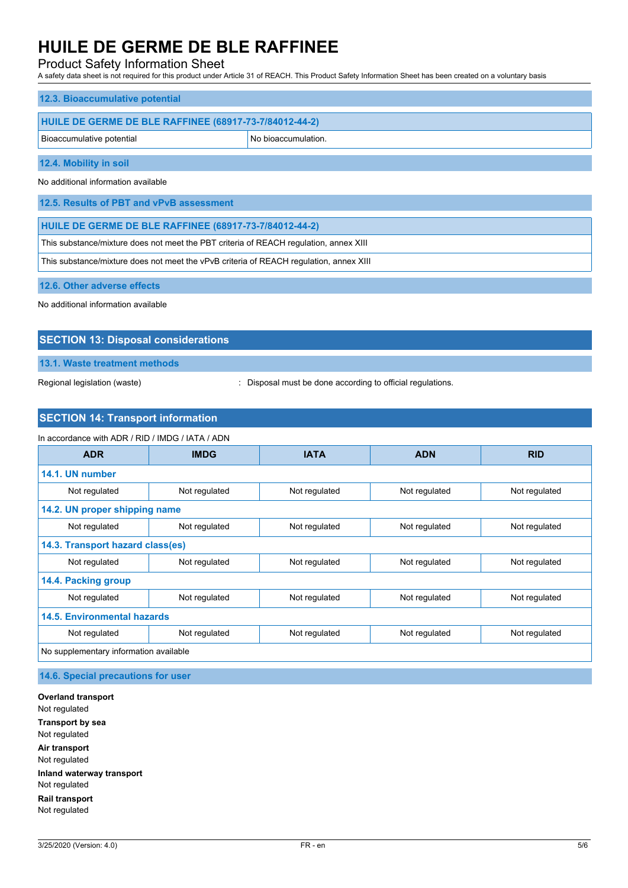### 12.3. Bioaccumulative potential

| HUILE DE GERME DE BLE RAFFINEE (68917-73-7/84012-44-2) | |
|---|---|
| Bioaccumulative potential | No bioaccumulation. |

### 12.4. Mobility in soil

No additional information available

### 12.5. Results of PBT and vPvB assessment

| HUILE DE GERME DE BLE RAFFINEE (68917-73-7/84012-44-2) |
|---|
| This substance/mixture does not meet the PBT criteria of REACH regulation, annex XIII |
| This substance/mixture does not meet the vPvB criteria of REACH regulation, annex XIII |

### 12.6. Other adverse effects

No additional information available

## SECTION 13: Disposal considerations

### 13.1. Waste treatment methods

Regional legislation (waste) : Disposal must be done according to official regulations.

## SECTION 14: Transport information

In accordance with ADR / RID / IMDG / IATA / ADN

| ADR | IMDG | IATA | ADN | RID |
|---|---|---|---|---|
| **14.1. UN number** | | | | |
| Not regulated | Not regulated | Not regulated | Not regulated | Not regulated |
| **14.2. UN proper shipping name** | | | | |
| Not regulated | Not regulated | Not regulated | Not regulated | Not regulated |
| **14.3. Transport hazard class(es)** | | | | |
| Not regulated | Not regulated | Not regulated | Not regulated | Not regulated |
| **14.4. Packing group** | | | | |
| Not regulated | Not regulated | Not regulated | Not regulated | Not regulated |
| **14.5. Environmental hazards** | | | | |
| Not regulated | Not regulated | Not regulated | Not regulated | Not regulated |
| No supplementary information available | | | | |

### 14.6. Special precautions for user

**Overland transport**
Not regulated

**Transport by sea**
Not regulated

**Air transport**
Not regulated

**Inland waterway transport**
Not regulated

**Rail transport**
Not regulated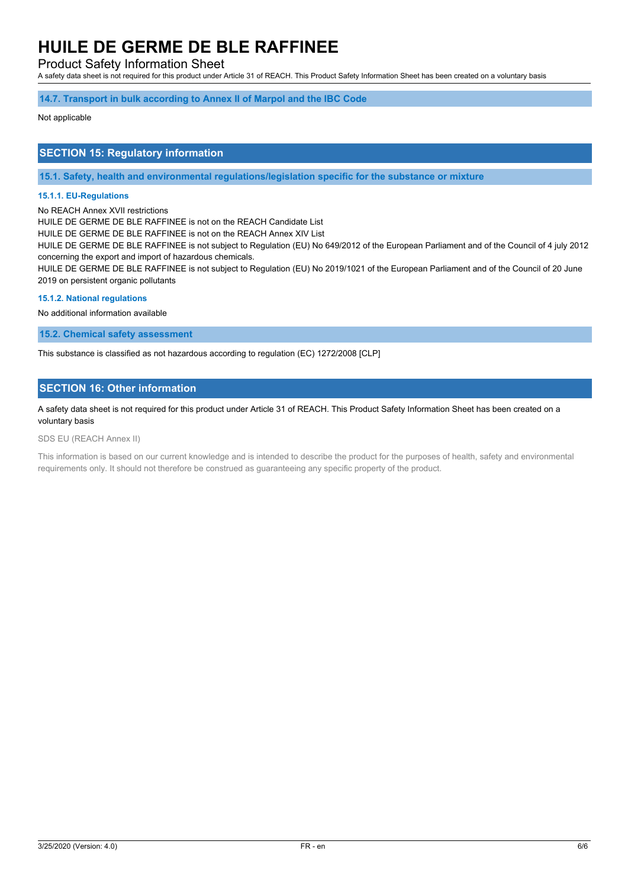### 14.7. Transport in bulk according to Annex II of Marpol and the IBC Code

Not applicable

## SECTION 15: Regulatory information

### 15.1. Safety, health and environmental regulations/legislation specific for the substance or mixture

#### 15.1.1. EU-Regulations

No REACH Annex XVII restrictions
HUILE DE GERME DE BLE RAFFINEE is not on the REACH Candidate List
HUILE DE GERME DE BLE RAFFINEE is not on the REACH Annex XIV List
HUILE DE GERME DE BLE RAFFINEE is not subject to Regulation (EU) No 649/2012 of the European Parliament and of the Council of 4 july 2012 concerning the export and import of hazardous chemicals.
HUILE DE GERME DE BLE RAFFINEE is not subject to Regulation (EU) No 2019/1021 of the European Parliament and of the Council of 20 June 2019 on persistent organic pollutants

#### 15.1.2. National regulations

No additional information available

### 15.2. Chemical safety assessment

This substance is classified as not hazardous according to regulation (EC) 1272/2008 [CLP]

## SECTION 16: Other information

A safety data sheet is not required for this product under Article 31 of REACH. This Product Safety Information Sheet has been created on a voluntary basis

SDS EU (REACH Annex II)

This information is based on our current knowledge and is intended to describe the product for the purposes of health, safety and environmental requirements only. It should not therefore be construed as guaranteeing any specific property of the product.